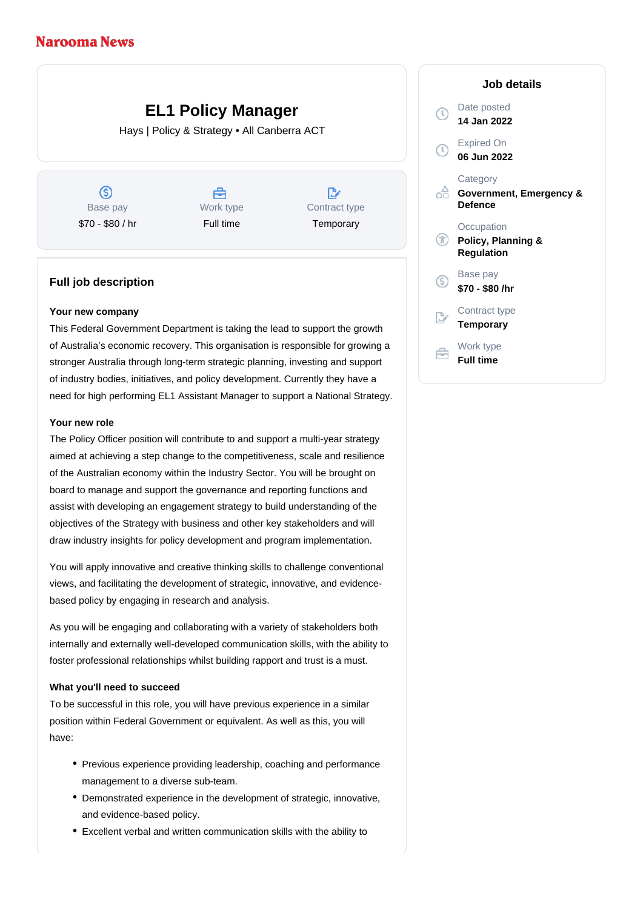Narooma News

# EL1 Policy Manager

Hays | Policy & Strategy • All Canberra ACT

| Base pay | Work type | Contract type |
| --- | --- | --- |
| $70 - $80 / hr | Full time | Temporary |

## Job details

Date posted
**14 Jan 2022**

Expired On
**06 Jun 2022**

Category
**Government, Emergency & Defence**

Occupation
**Policy, Planning & Regulation**

Base pay
**$70 - $80 /hr**

Contract type
**Temporary**

Work type
**Full time**

## Full job description

**Your new company**

This Federal Government Department is taking the lead to support the growth of Australia's economic recovery. This organisation is responsible for growing a stronger Australia through long-term strategic planning, investing and support of industry bodies, initiatives, and policy development. Currently they have a need for high performing EL1 Assistant Manager to support a National Strategy.

**Your new role**

The Policy Officer position will contribute to and support a multi-year strategy aimed at achieving a step change to the competitiveness, scale and resilience of the Australian economy within the Industry Sector. You will be brought on board to manage and support the governance and reporting functions and assist with developing an engagement strategy to build understanding of the objectives of the Strategy with business and other key stakeholders and will draw industry insights for policy development and program implementation.

You will apply innovative and creative thinking skills to challenge conventional views, and facilitating the development of strategic, innovative, and evidence-based policy by engaging in research and analysis.

As you will be engaging and collaborating with a variety of stakeholders both internally and externally well-developed communication skills, with the ability to foster professional relationships whilst building rapport and trust is a must.

**What you'll need to succeed**

To be successful in this role, you will have previous experience in a similar position within Federal Government or equivalent. As well as this, you will have:

- Previous experience providing leadership, coaching and performance management to a diverse sub-team.
- Demonstrated experience in the development of strategic, innovative, and evidence-based policy.
- Excellent verbal and written communication skills with the ability to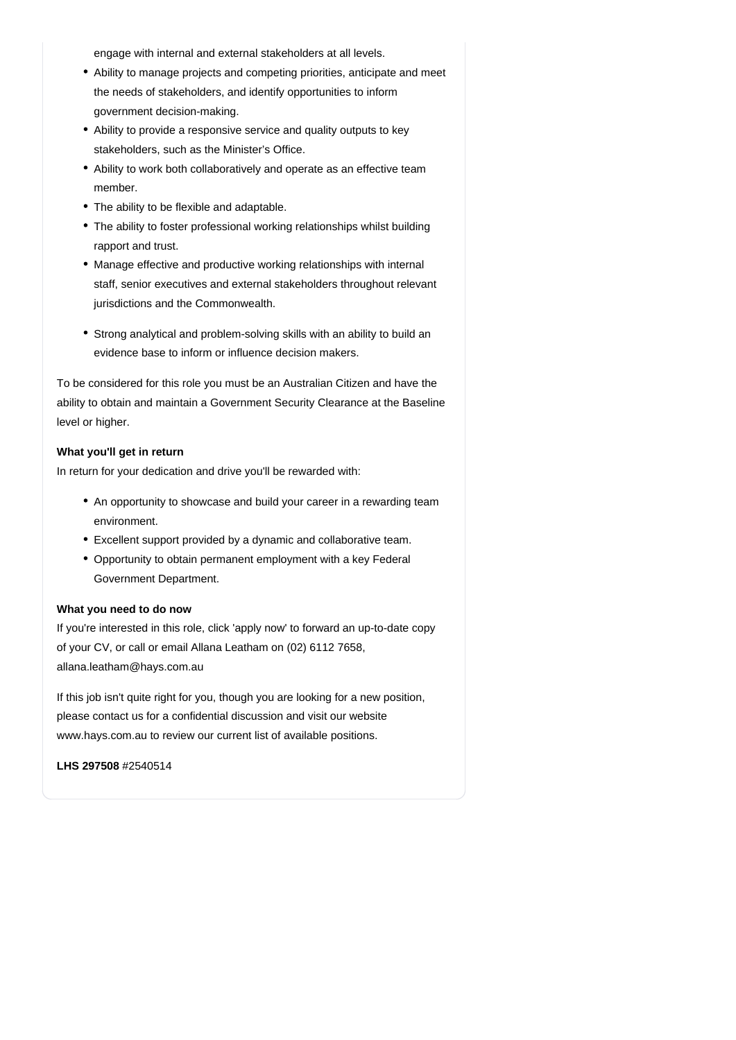engage with internal and external stakeholders at all levels.
- Ability to manage projects and competing priorities, anticipate and meet the needs of stakeholders, and identify opportunities to inform government decision-making.
- Ability to provide a responsive service and quality outputs to key stakeholders, such as the Minister's Office.
- Ability to work both collaboratively and operate as an effective team member.
- The ability to be flexible and adaptable.
- The ability to foster professional working relationships whilst building rapport and trust.
- Manage effective and productive working relationships with internal staff, senior executives and external stakeholders throughout relevant jurisdictions and the Commonwealth.
- Strong analytical and problem-solving skills with an ability to build an evidence base to inform or influence decision makers.

To be considered for this role you must be an Australian Citizen and have the ability to obtain and maintain a Government Security Clearance at the Baseline level or higher.

**What you'll get in return**

In return for your dedication and drive you'll be rewarded with:

- An opportunity to showcase and build your career in a rewarding team environment.
- Excellent support provided by a dynamic and collaborative team.
- Opportunity to obtain permanent employment with a key Federal Government Department.

**What you need to do now**

If you're interested in this role, click 'apply now' to forward an up-to-date copy of your CV, or call or email Allana Leatham on (02) 6112 7658, allana.leatham@hays.com.au

If this job isn't quite right for you, though you are looking for a new position, please contact us for a confidential discussion and visit our website www.hays.com.au to review our current list of available positions.

**LHS 297508** #2540514